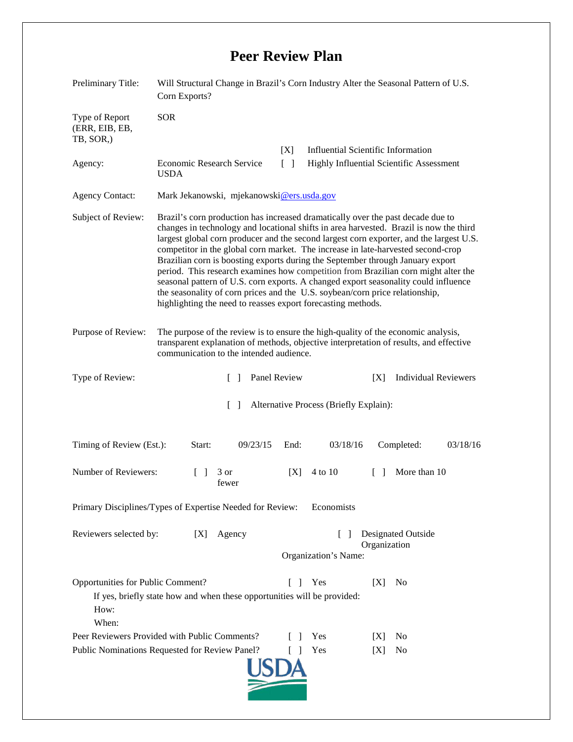# Peer Review Plan

Preliminary Title: Will Structural Change in Brazil's Corn Industry Alter the Seasonal Pattern of U.S. Corn Exports?

Type of Report (ERR, EIB, EB, TB, SOR,): SOR

Agency: Economic Research Service USDA

[X] Influential Scientific Information
[ ] Highly Influential Scientific Assessment

Agency Contact: Mark Jekanowski, mjekanowski@ers.usda.gov

Subject of Review: Brazil's corn production has increased dramatically over the past decade due to changes in technology and locational shifts in area harvested. Brazil is now the third largest global corn producer and the second largest corn exporter, and the largest U.S. competitor in the global corn market. The increase in late-harvested second-crop Brazilian corn is boosting exports during the September through January export period. This research examines how competition from Brazilian corn might alter the seasonal pattern of U.S. corn exports. A changed export seasonality could influence the seasonality of corn prices and the U.S. soybean/corn price relationship, highlighting the need to reasses export forecasting methods.

Purpose of Review: The purpose of the review is to ensure the high-quality of the economic analysis, transparent explanation of methods, objective interpretation of results, and effective communication to the intended audience.

Type of Review: [ ] Panel Review [X] Individual Reviewers

[ ] Alternative Process (Briefly Explain):

Timing of Review (Est.): Start: 09/23/15 End: 03/18/16 Completed: 03/18/16

Number of Reviewers: [ ] 3 or fewer [X] 4 to 10 [ ] More than 10

Primary Disciplines/Types of Expertise Needed for Review: Economists

Reviewers selected by: [X] Agency [ ] Designated Outside Organization

Organization's Name:

Opportunities for Public Comment? [ ] Yes [X] No

If yes, briefly state how and when these opportunities will be provided:

How:

When:

Peer Reviewers Provided with Public Comments? [ ] Yes [X] No

Public Nominations Requested for Review Panel? [ ] Yes [X] No